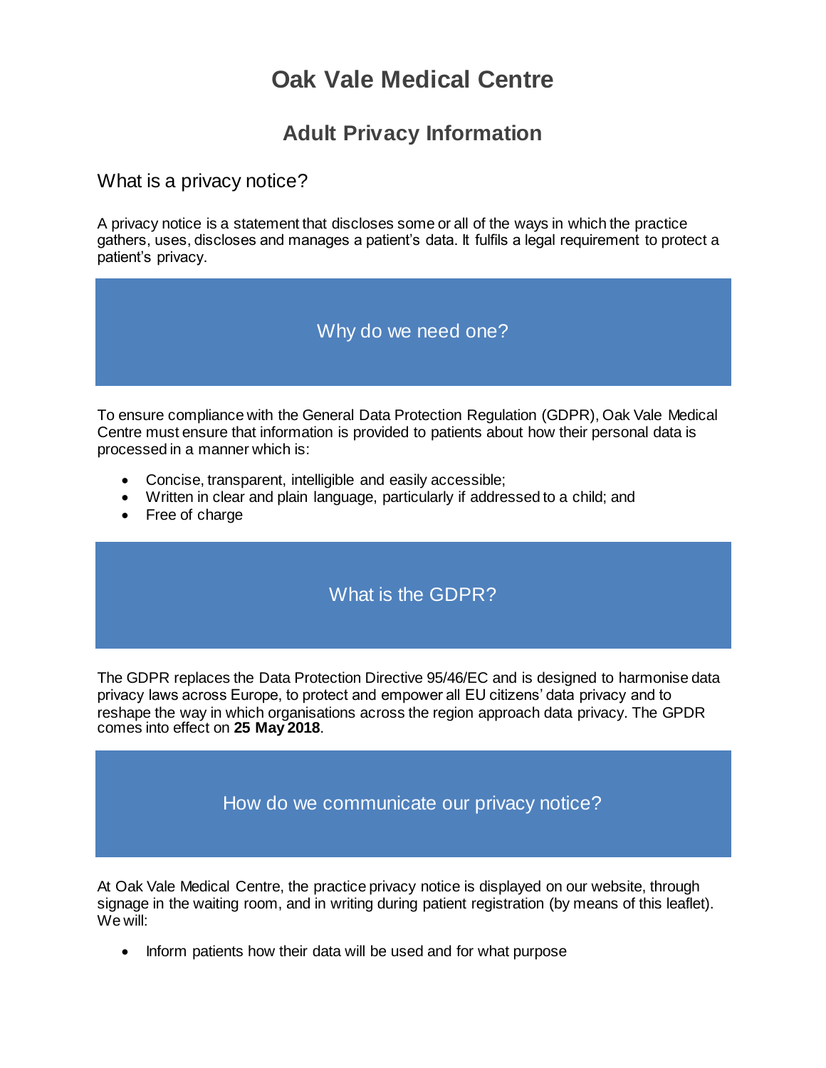# Oak Vale Medical Centre

## Adult Privacy Information

### What is a privacy notice?

A privacy notice is a statement that discloses some or all of the ways in which the practice gathers, uses, discloses and manages a patient's data. It fulfils a legal requirement to protect a patient's privacy.

### Why do we need one?

To ensure compliance with the General Data Protection Regulation (GDPR), Oak Vale Medical Centre must ensure that information is provided to patients about how their personal data is processed in a manner which is:

- Concise, transparent, intelligible and easily accessible;
- Written in clear and plain language, particularly if addressed to a child; and
- Free of charge

### What is the GDPR?

The GDPR replaces the Data Protection Directive 95/46/EC and is designed to harmonise data privacy laws across Europe, to protect and empower all EU citizens' data privacy and to reshape the way in which organisations across the region approach data privacy. The GPDR comes into effect on **25 May 2018**.

### How do we communicate our privacy notice?

At Oak Vale Medical Centre, the practice privacy notice is displayed on our website, through signage in the waiting room, and in writing during patient registration (by means of this leaflet). We will:

- Inform patients how their data will be used and for what purpose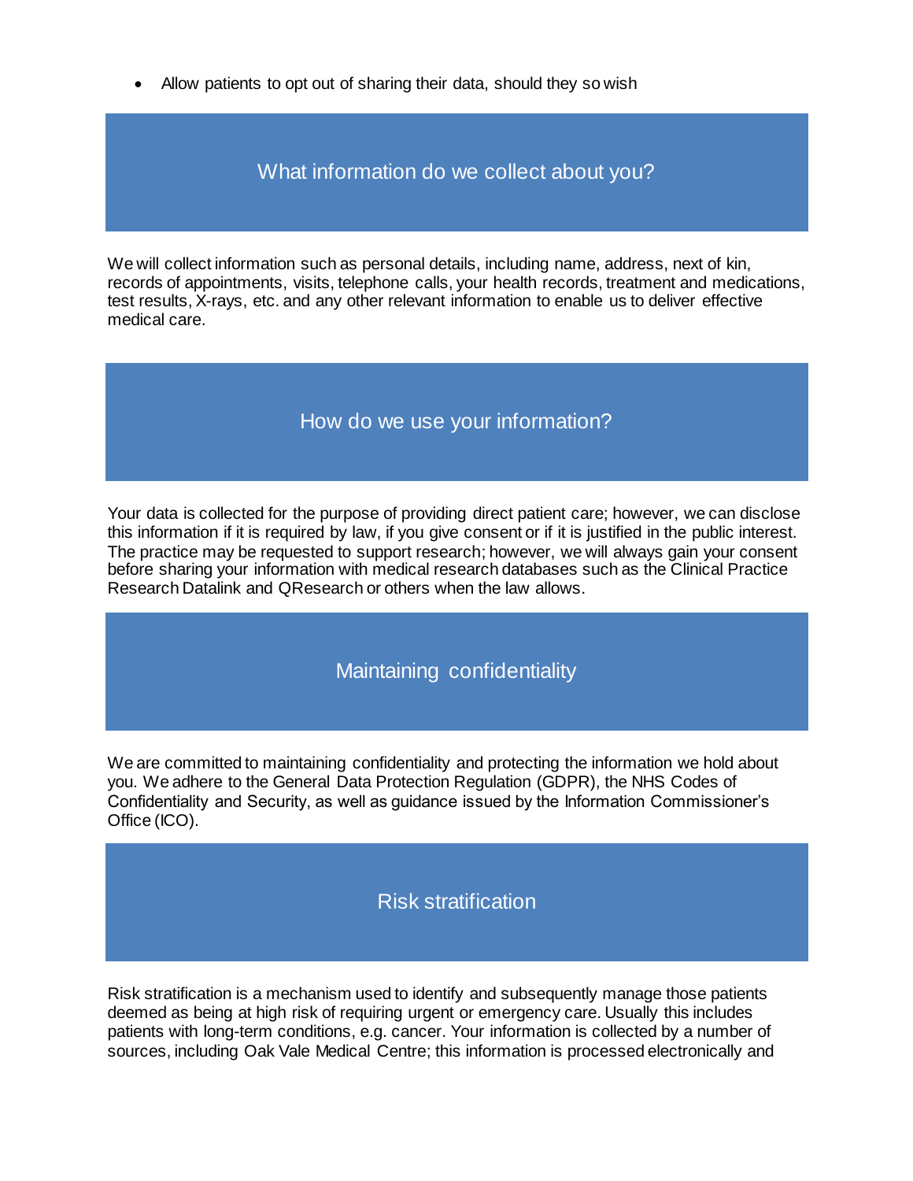- Allow patients to opt out of sharing their data, should they so wish

## What information do we collect about you?

We will collect information such as personal details, including name, address, next of kin, records of appointments, visits, telephone calls, your health records, treatment and medications, test results, X-rays, etc. and any other relevant information to enable us to deliver effective medical care.

## How do we use your information?

Your data is collected for the purpose of providing direct patient care; however, we can disclose this information if it is required by law, if you give consent or if it is justified in the public interest. The practice may be requested to support research; however, we will always gain your consent before sharing your information with medical research databases such as the Clinical Practice Research Datalink and QResearch or others when the law allows.

## Maintaining confidentiality

We are committed to maintaining confidentiality and protecting the information we hold about you. We adhere to the General Data Protection Regulation (GDPR), the NHS Codes of Confidentiality and Security, as well as guidance issued by the Information Commissioner's Office (ICO).

## Risk stratification

Risk stratification is a mechanism used to identify and subsequently manage those patients deemed as being at high risk of requiring urgent or emergency care. Usually this includes patients with long-term conditions, e.g. cancer. Your information is collected by a number of sources, including Oak Vale Medical Centre; this information is processed electronically and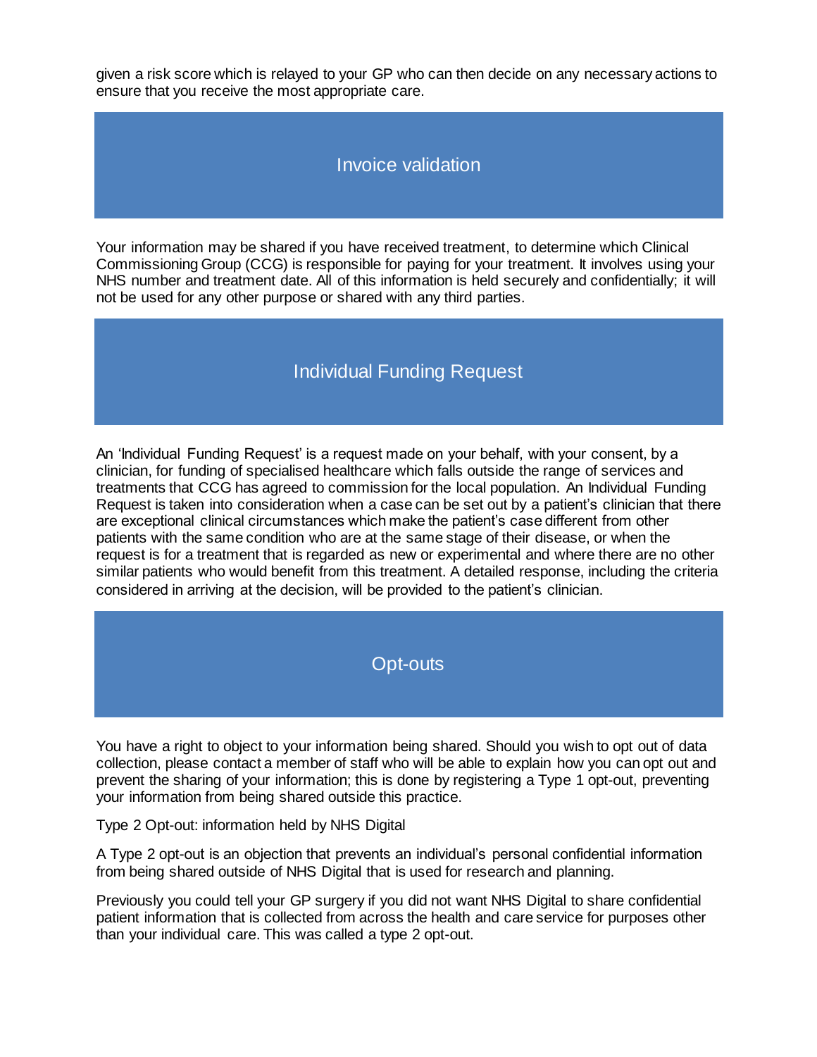given a risk score which is relayed to your GP who can then decide on any necessary actions to ensure that you receive the most appropriate care.

## Invoice validation

Your information may be shared if you have received treatment, to determine which Clinical Commissioning Group (CCG) is responsible for paying for your treatment. It involves using your NHS number and treatment date. All of this information is held securely and confidentially; it will not be used for any other purpose or shared with any third parties.

## Individual Funding Request

An 'Individual Funding Request' is a request made on your behalf, with your consent, by a clinician, for funding of specialised healthcare which falls outside the range of services and treatments that CCG has agreed to commission for the local population. An Individual Funding Request is taken into consideration when a case can be set out by a patient's clinician that there are exceptional clinical circumstances which make the patient's case different from other patients with the same condition who are at the same stage of their disease, or when the request is for a treatment that is regarded as new or experimental and where there are no other similar patients who would benefit from this treatment. A detailed response, including the criteria considered in arriving at the decision, will be provided to the patient's clinician.

## Opt-outs

You have a right to object to your information being shared. Should you wish to opt out of data collection, please contact a member of staff who will be able to explain how you can opt out and prevent the sharing of your information; this is done by registering a Type 1 opt-out, preventing your information from being shared outside this practice.

Type 2 Opt-out: information held by NHS Digital

A Type 2 opt-out is an objection that prevents an individual's personal confidential information from being shared outside of NHS Digital that is used for research and planning.

Previously you could tell your GP surgery if you did not want NHS Digital to share confidential patient information that is collected from across the health and care service for purposes other than your individual care. This was called a type 2 opt-out.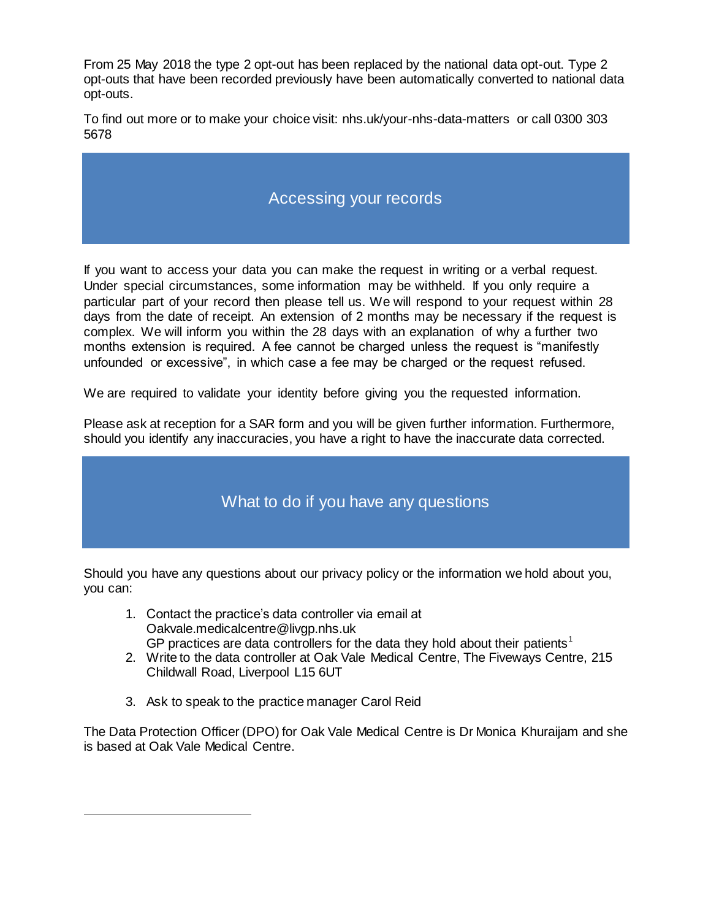From 25 May 2018 the type 2 opt-out has been replaced by the national data opt-out. Type 2 opt-outs that have been recorded previously have been automatically converted to national data opt-outs.

To find out more or to make your choice visit: nhs.uk/your-nhs-data-matters or call 0300 303 5678

## Accessing your records

If you want to access your data you can make the request in writing or a verbal request. Under special circumstances, some information may be withheld. If you only require a particular part of your record then please tell us. We will respond to your request within 28 days from the date of receipt. An extension of 2 months may be necessary if the request is complex. We will inform you within the 28 days with an explanation of why a further two months extension is required. A fee cannot be charged unless the request is "manifestly unfounded or excessive", in which case a fee may be charged or the request refused.

We are required to validate your identity before giving you the requested information.

Please ask at reception for a SAR form and you will be given further information. Furthermore, should you identify any inaccuracies, you have a right to have the inaccurate data corrected.

## What to do if you have any questions

Should you have any questions about our privacy policy or the information we hold about you, you can:

1. Contact the practice's data controller via email at Oakvale.medicalcentre@livgp.nhs.uk
   GP practices are data controllers for the data they hold about their patients[1]
2. Write to the data controller at Oak Vale Medical Centre, The Fiveways Centre, 215 Childwall Road, Liverpool L15 6UT
3. Ask to speak to the practice manager Carol Reid

The Data Protection Officer (DPO) for Oak Vale Medical Centre is Dr Monica Khuraijam and she is based at Oak Vale Medical Centre.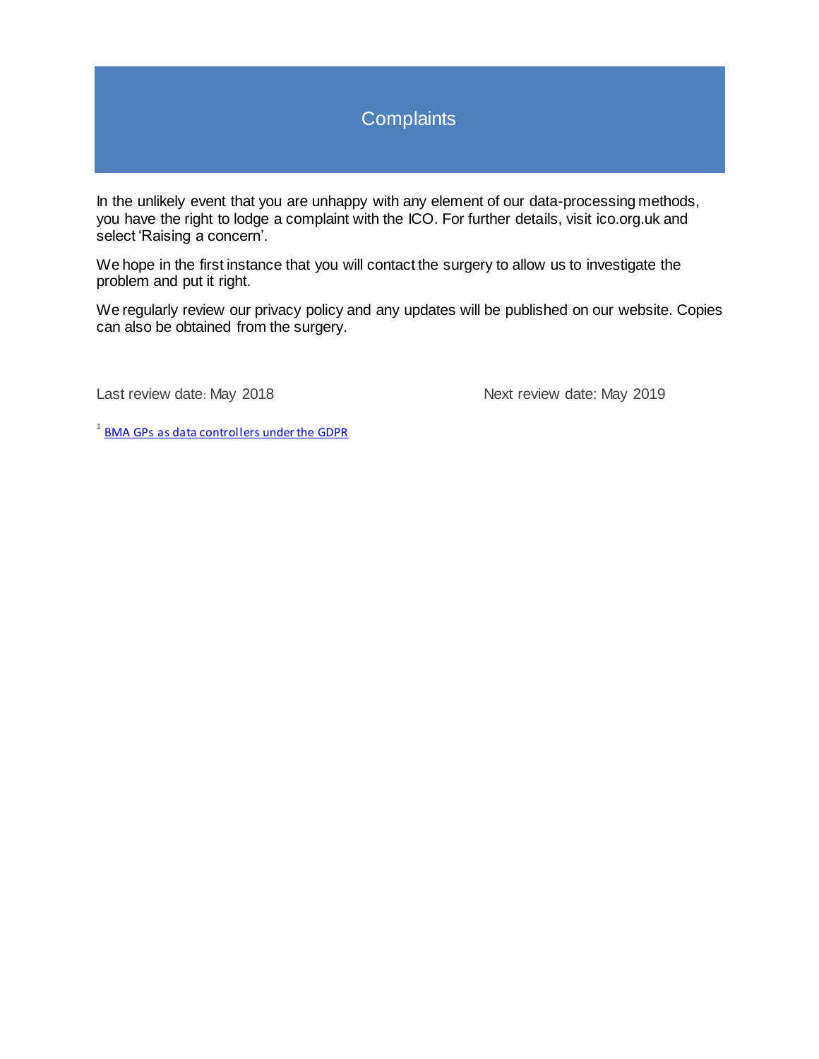## Complaints

In the unlikely event that you are unhappy with any element of our data-processing methods, you have the right to lodge a complaint with the ICO. For further details, visit ico.org.uk and select 'Raising a concern'.

We hope in the first instance that you will contact the surgery to allow us to investigate the problem and put it right.

We regularly review our privacy policy and any updates will be published on our website. Copies can also be obtained from the surgery.

Last review date: May 2018 Next review date: May 2019

[1] BMA GPs as data controllers under the GDPR